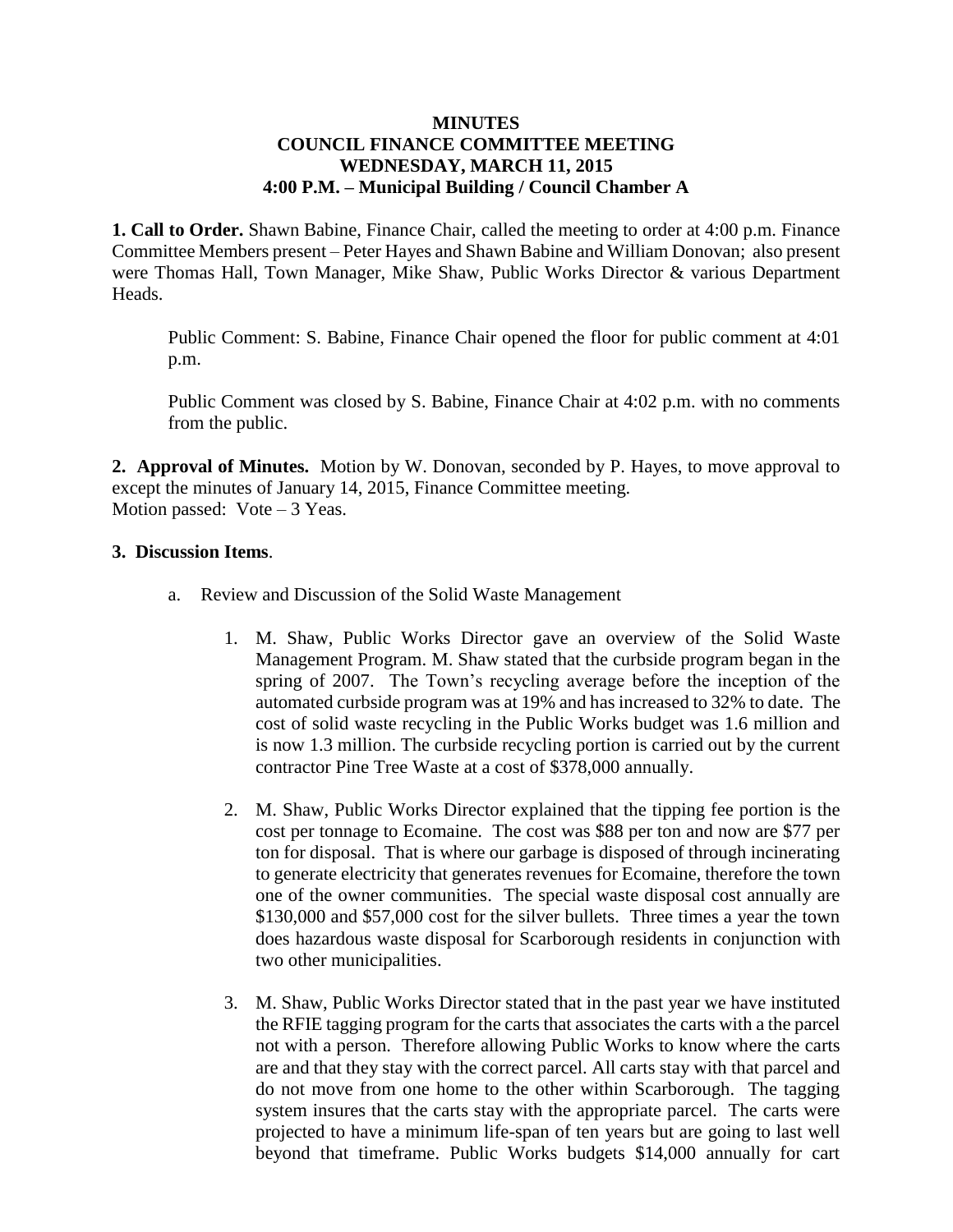**MINUTES**
**COUNCIL FINANCE COMMITTEE MEETING**
**WEDNESDAY, MARCH 11, 2015**
**4:00 P.M. – Municipal Building / Council Chamber A**

**1. Call to Order.** Shawn Babine, Finance Chair, called the meeting to order at 4:00 p.m. Finance Committee Members present – Peter Hayes and Shawn Babine and William Donovan; also present were Thomas Hall, Town Manager, Mike Shaw, Public Works Director & various Department Heads.

Public Comment: S. Babine, Finance Chair opened the floor for public comment at 4:01 p.m.

Public Comment was closed by S. Babine, Finance Chair at 4:02 p.m. with no comments from the public.

**2. Approval of Minutes.** Motion by W. Donovan, seconded by P. Hayes, to move approval to except the minutes of January 14, 2015, Finance Committee meeting.
Motion passed: Vote – 3 Yeas.

**3. Discussion Items**.

a. Review and Discussion of the Solid Waste Management

1. M. Shaw, Public Works Director gave an overview of the Solid Waste Management Program. M. Shaw stated that the curbside program began in the spring of 2007. The Town's recycling average before the inception of the automated curbside program was at 19% and has increased to 32% to date. The cost of solid waste recycling in the Public Works budget was 1.6 million and is now 1.3 million. The curbside recycling portion is carried out by the current contractor Pine Tree Waste at a cost of $378,000 annually.

2. M. Shaw, Public Works Director explained that the tipping fee portion is the cost per tonnage to Ecomaine. The cost was $88 per ton and now are $77 per ton for disposal. That is where our garbage is disposed of through incinerating to generate electricity that generates revenues for Ecomaine, therefore the town one of the owner communities. The special waste disposal cost annually are $130,000 and $57,000 cost for the silver bullets. Three times a year the town does hazardous waste disposal for Scarborough residents in conjunction with two other municipalities.

3. M. Shaw, Public Works Director stated that in the past year we have instituted the RFIE tagging program for the carts that associates the carts with a the parcel not with a person. Therefore allowing Public Works to know where the carts are and that they stay with the correct parcel. All carts stay with that parcel and do not move from one home to the other within Scarborough. The tagging system insures that the carts stay with the appropriate parcel. The carts were projected to have a minimum life-span of ten years but are going to last well beyond that timeframe. Public Works budgets $14,000 annually for cart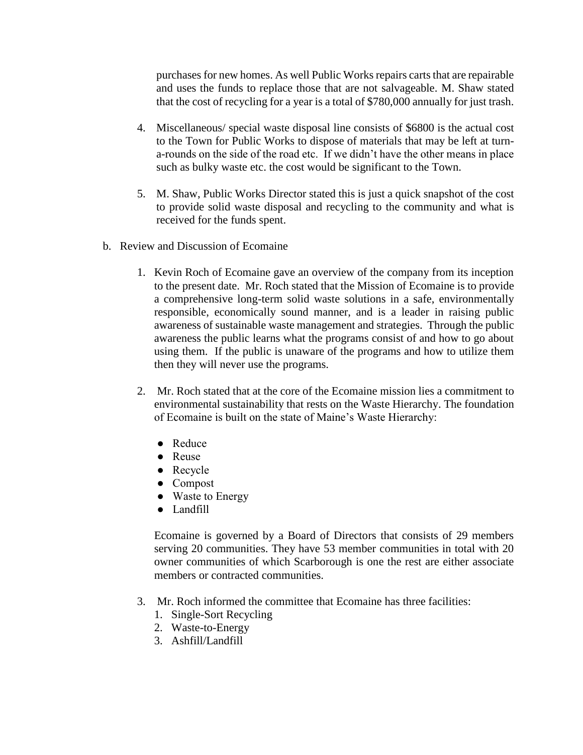purchases for new homes. As well Public Works repairs carts that are repairable and uses the funds to replace those that are not salvageable. M. Shaw stated that the cost of recycling for a year is a total of $780,000 annually for just trash.

4. Miscellaneous/ special waste disposal line consists of $6800 is the actual cost to the Town for Public Works to dispose of materials that may be left at turn-a-rounds on the side of the road etc. If we didn't have the other means in place such as bulky waste etc. the cost would be significant to the Town.

5. M. Shaw, Public Works Director stated this is just a quick snapshot of the cost to provide solid waste disposal and recycling to the community and what is received for the funds spent.

b. Review and Discussion of Ecomaine

1. Kevin Roch of Ecomaine gave an overview of the company from its inception to the present date. Mr. Roch stated that the Mission of Ecomaine is to provide a comprehensive long-term solid waste solutions in a safe, environmentally responsible, economically sound manner, and is a leader in raising public awareness of sustainable waste management and strategies. Through the public awareness the public learns what the programs consist of and how to go about using them. If the public is unaware of the programs and how to utilize them then they will never use the programs.

2. Mr. Roch stated that at the core of the Ecomaine mission lies a commitment to environmental sustainability that rests on the Waste Hierarchy. The foundation of Ecomaine is built on the state of Maine's Waste Hierarchy:

   - Reduce
   - Reuse
   - Recycle
   - Compost
   - Waste to Energy
   - Landfill

   Ecomaine is governed by a Board of Directors that consists of 29 members serving 20 communities. They have 53 member communities in total with 20 owner communities of which Scarborough is one the rest are either associate members or contracted communities.

3. Mr. Roch informed the committee that Ecomaine has three facilities:
   1. Single-Sort Recycling
   2. Waste-to-Energy
   3. Ashfill/Landfill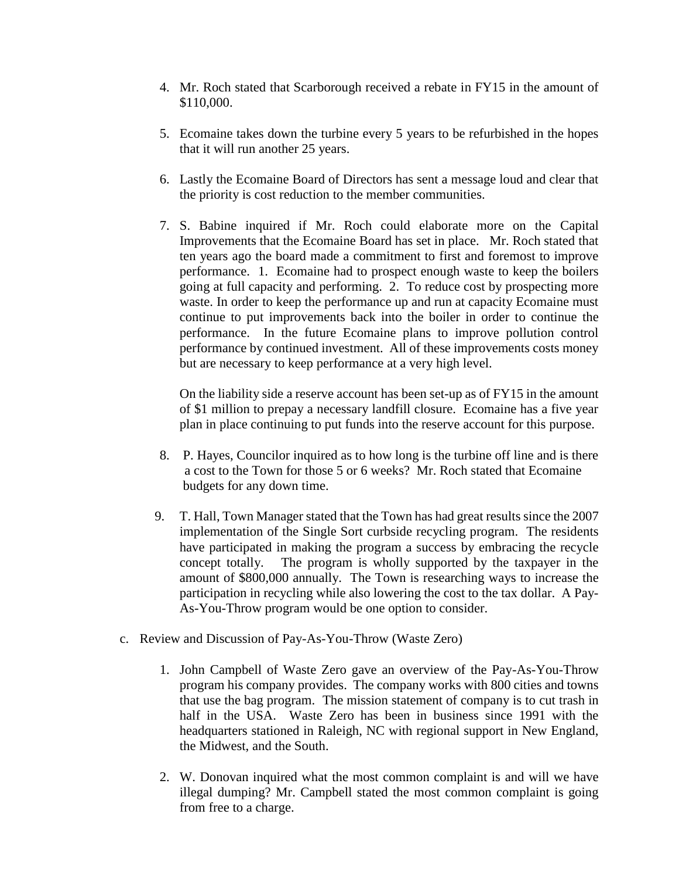4. Mr. Roch stated that Scarborough received a rebate in FY15 in the amount of $110,000.

5. Ecomaine takes down the turbine every 5 years to be refurbished in the hopes that it will run another 25 years.

6. Lastly the Ecomaine Board of Directors has sent a message loud and clear that the priority is cost reduction to the member communities.

7. S. Babine inquired if Mr. Roch could elaborate more on the Capital Improvements that the Ecomaine Board has set in place. Mr. Roch stated that ten years ago the board made a commitment to first and foremost to improve performance. 1. Ecomaine had to prospect enough waste to keep the boilers going at full capacity and performing. 2. To reduce cost by prospecting more waste. In order to keep the performance up and run at capacity Ecomaine must continue to put improvements back into the boiler in order to continue the performance. In the future Ecomaine plans to improve pollution control performance by continued investment. All of these improvements costs money but are necessary to keep performance at a very high level.

   On the liability side a reserve account has been set-up as of FY15 in the amount of $1 million to prepay a necessary landfill closure. Ecomaine has a five year plan in place continuing to put funds into the reserve account for this purpose.

8. P. Hayes, Councilor inquired as to how long is the turbine off line and is there a cost to the Town for those 5 or 6 weeks? Mr. Roch stated that Ecomaine budgets for any down time.

9. T. Hall, Town Manager stated that the Town has had great results since the 2007 implementation of the Single Sort curbside recycling program. The residents have participated in making the program a success by embracing the recycle concept totally. The program is wholly supported by the taxpayer in the amount of $800,000 annually. The Town is researching ways to increase the participation in recycling while also lowering the cost to the tax dollar. A Pay-As-You-Throw program would be one option to consider.

c. Review and Discussion of Pay-As-You-Throw (Waste Zero)

1. John Campbell of Waste Zero gave an overview of the Pay-As-You-Throw program his company provides. The company works with 800 cities and towns that use the bag program. The mission statement of company is to cut trash in half in the USA. Waste Zero has been in business since 1991 with the headquarters stationed in Raleigh, NC with regional support in New England, the Midwest, and the South.

2. W. Donovan inquired what the most common complaint is and will we have illegal dumping? Mr. Campbell stated the most common complaint is going from free to a charge.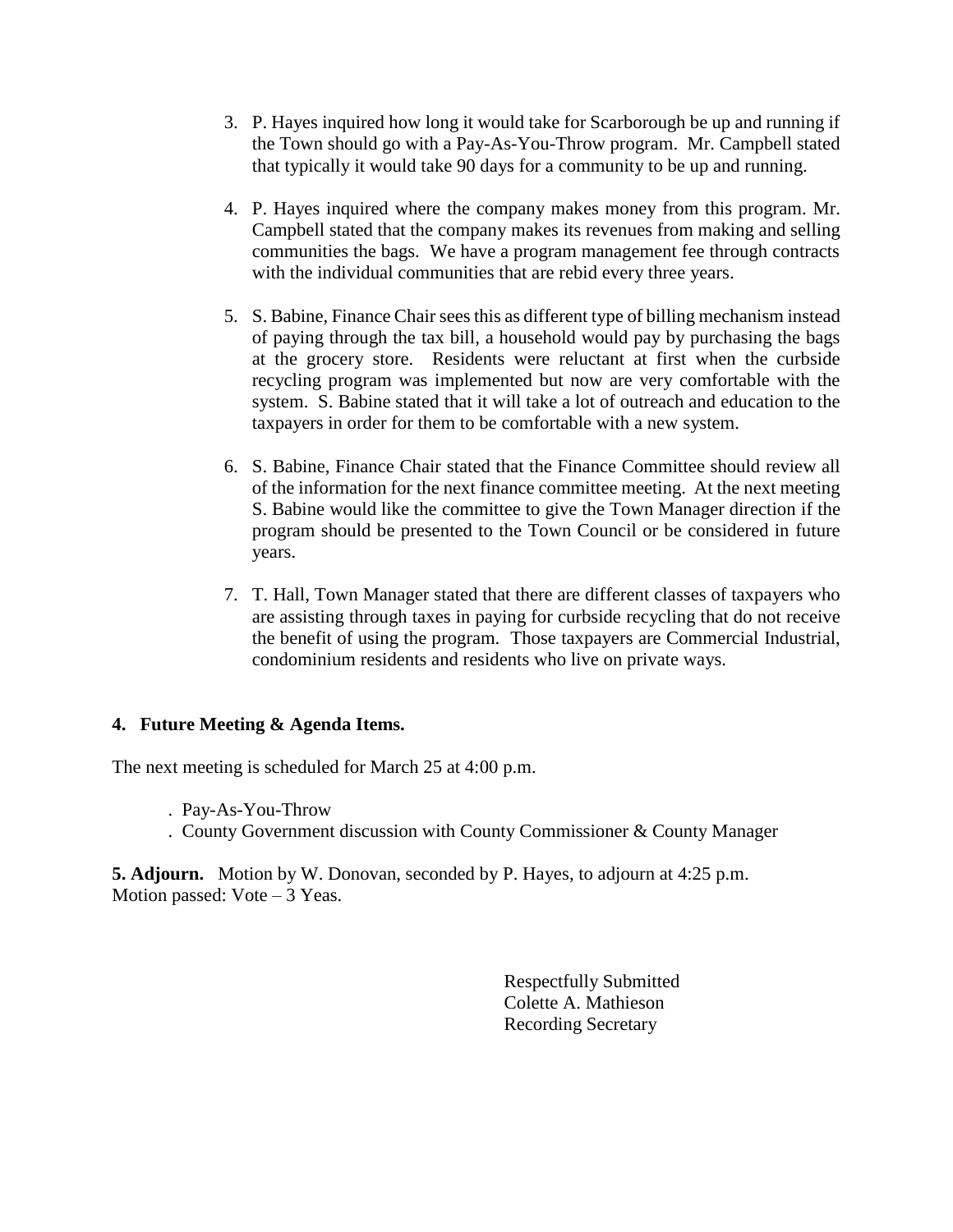3. P. Hayes inquired how long it would take for Scarborough be up and running if the Town should go with a Pay-As-You-Throw program. Mr. Campbell stated that typically it would take 90 days for a community to be up and running.

4. P. Hayes inquired where the company makes money from this program. Mr. Campbell stated that the company makes its revenues from making and selling communities the bags. We have a program management fee through contracts with the individual communities that are rebid every three years.

5. S. Babine, Finance Chair sees this as different type of billing mechanism instead of paying through the tax bill, a household would pay by purchasing the bags at the grocery store. Residents were reluctant at first when the curbside recycling program was implemented but now are very comfortable with the system. S. Babine stated that it will take a lot of outreach and education to the taxpayers in order for them to be comfortable with a new system.

6. S. Babine, Finance Chair stated that the Finance Committee should review all of the information for the next finance committee meeting. At the next meeting S. Babine would like the committee to give the Town Manager direction if the program should be presented to the Town Council or be considered in future years.

7. T. Hall, Town Manager stated that there are different classes of taxpayers who are assisting through taxes in paying for curbside recycling that do not receive the benefit of using the program. Those taxpayers are Commercial Industrial, condominium residents and residents who live on private ways.

**4. Future Meeting & Agenda Items.**

The next meeting is scheduled for March 25 at 4:00 p.m.

. Pay-As-You-Throw
. County Government discussion with County Commissioner & County Manager

**5. Adjourn.** Motion by W. Donovan, seconded by P. Hayes, to adjourn at 4:25 p.m.
Motion passed: Vote – 3 Yeas.

Respectfully Submitted
Colette A. Mathieson
Recording Secretary